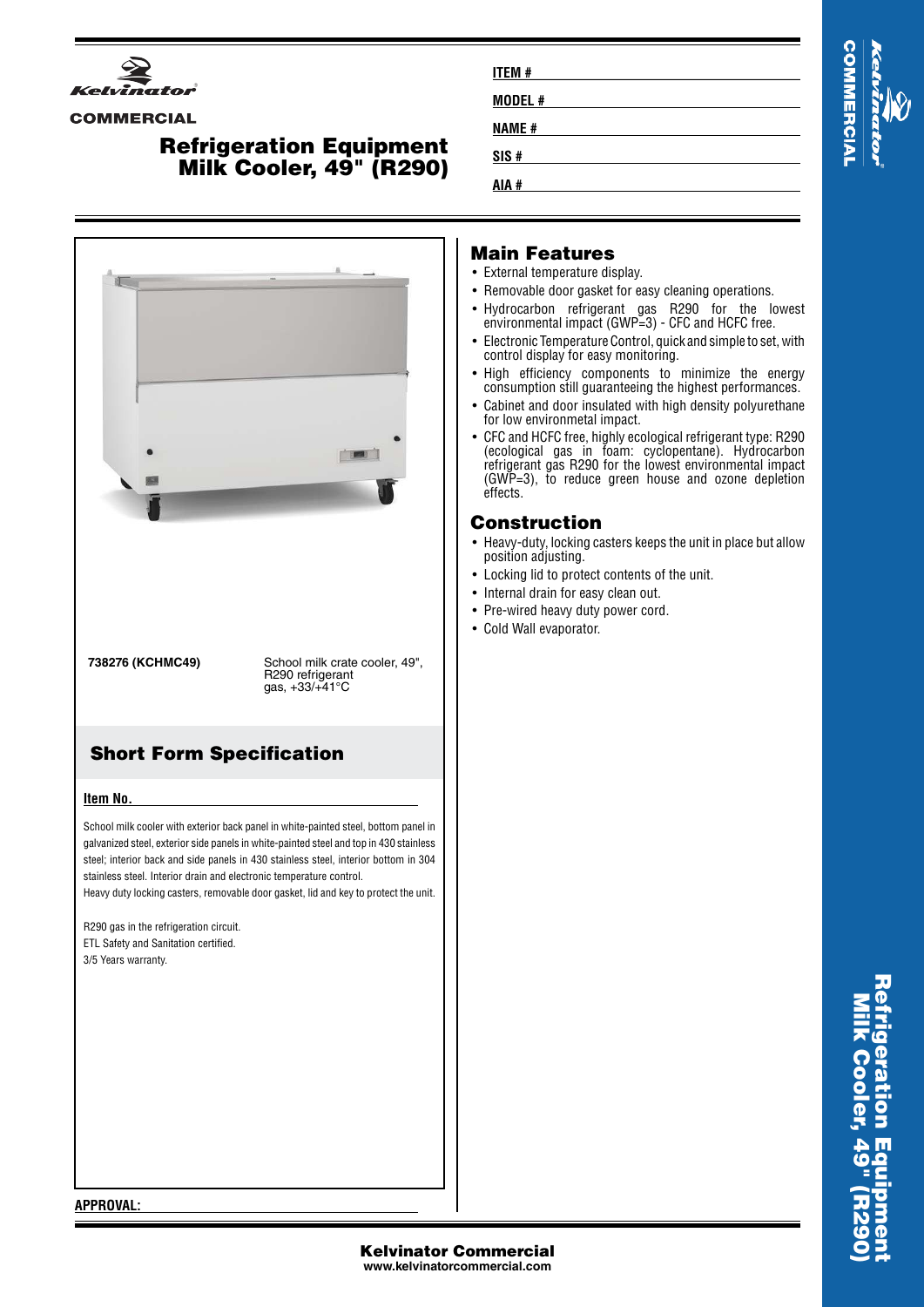Kelvinator

COMMERCIAL

# Refrigeration Equipment Milk Cooler, 49" (R290)

**ITEM #**

**MODEL #**

**NAME #**

**SIS #**

**AIA #**

**738276 (KCHMC49)** School milk crate cooler, 49", R290 refrigerant gas, +33/+41°C

## Short Form Specification

**Item No.**

School milk cooler with exterior back panel in white-painted steel, bottom panel in galvanized steel, exterior side panels in white-painted steel and top in 430 stainless steel; interior back and side panels in 430 stainless steel, interior bottom in 304 stainless steel. Interior drain and electronic temperature control.
Heavy duty locking casters, removable door gasket, lid and key to protect the unit.

R290 gas in the refrigeration circuit.
ETL Safety and Sanitation certified.
3/5 Years warranty.

## Main Features

- External temperature display.
- Removable door gasket for easy cleaning operations.
- Hydrocarbon refrigerant gas R290 for the lowest environmental impact (GWP=3) - CFC and HCFC free.
- Electronic Temperature Control, quick and simple to set, with control display for easy monitoring.
- High efficiency components to minimize the energy consumption still guaranteeing the highest performances.
- Cabinet and door insulated with high density polyurethane for low environmetal impact.
- CFC and HCFC free, highly ecological refrigerant type: R290 (ecological gas in foam: cyclopentane). Hydrocarbon refrigerant gas R290 for the lowest environmental impact (GWP=3), to reduce green house and ozone depletion effects.

## Construction

- Heavy-duty, locking casters keeps the unit in place but allow position adjusting.
- Locking lid to protect contents of the unit.
- Internal drain for easy clean out.
- Pre-wired heavy duty power cord.
- Cold Wall evaporator.

**APPROVAL:**

**Kelvinator Commercial**
**www.kelvinatorcommercial.com**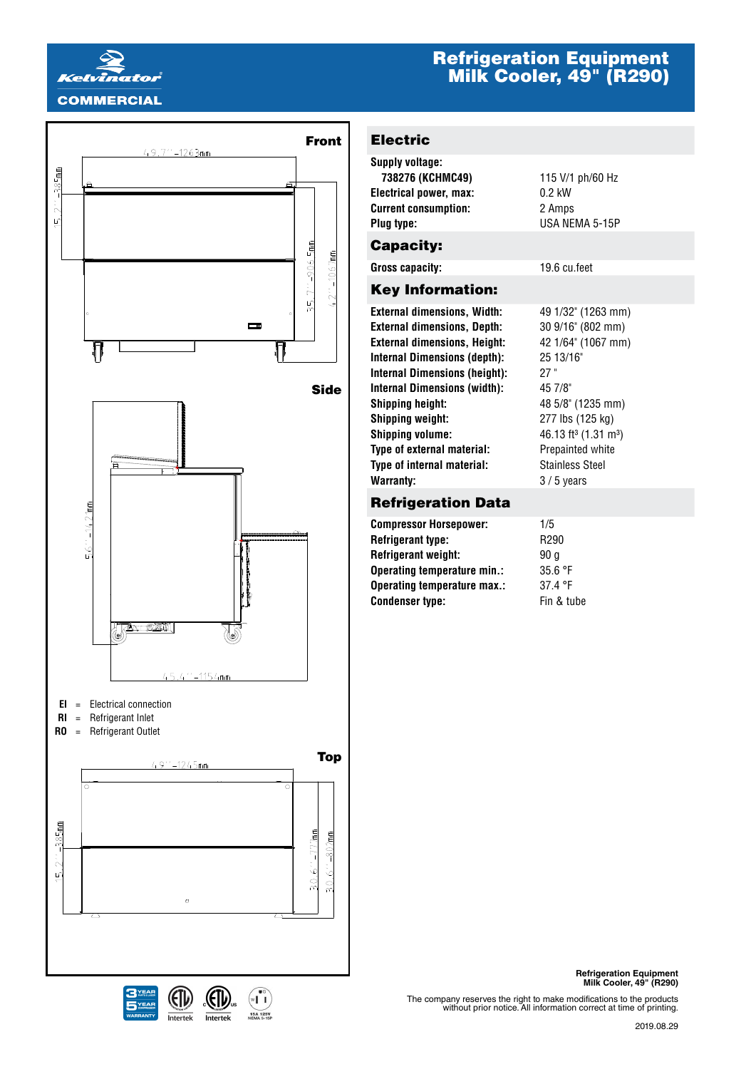# Refrigeration Equipment
# Milk Cooler, 49" (R290)

Kelvinator COMMERCIAL

**Front**

49.7''-1263mm

15.2''-385mm

35.7''-906.5mm

42''-1067mm

**Side**

56''-1422mm

45.4''-1154mm

**EI** = Electrical connection
**RI** = Refrigerant Inlet
**RO** = Refrigerant Outlet

**Top**

49''-1245mm

15.2''-385mm

30.6''-778mm

30.6''-802mm

## Electric

| | |
|---|---|
| **Supply voltage:** | |
| **738276 (KCHMC49)** | 115 V/1 ph/60 Hz |
| **Electrical power, max:** | 0.2 kW |
| **Current consumption:** | 2 Amps |
| **Plug type:** | USA NEMA 5-15P |

## Capacity:

| | |
|---|---|
| **Gross capacity:** | 19.6 cu.feet |

## Key Information:

| | |
|---|---|
| **External dimensions, Width:** | 49 1/32" (1263 mm) |
| **External dimensions, Depth:** | 30 9/16" (802 mm) |
| **External dimensions, Height:** | 42 1/64" (1067 mm) |
| **Internal Dimensions (depth):** | 25 13/16" |
| **Internal Dimensions (height):** | 27 " |
| **Internal Dimensions (width):** | 45 7/8" |
| **Shipping height:** | 48 5/8" (1235 mm) |
| **Shipping weight:** | 277 lbs (125 kg) |
| **Shipping volume:** | 46.13 ft³ (1.31 m³) |
| **Type of external material:** | Prepainted white |
| **Type of internal material:** | Stainless Steel |
| **Warranty:** | 3 / 5 years |

## Refrigeration Data

| | |
|---|---|
| **Compressor Horsepower:** | 1/5 |
| **Refrigerant type:** | R290 |
| **Refrigerant weight:** | 90 g |
| **Operating temperature min.:** | 35.6 °F |
| **Operating temperature max.:** | 37.4 °F |
| **Condenser type:** | Fin & tube |

3 YEAR PARTS & LABOR, 5 YEAR COMPRESSOR WARRANTY

Intertek Intertek

15A 125V NEMA 5-15P

The company reserves the right to make modifications to the products without prior notice. All information correct at time of printing.

2019.08.29